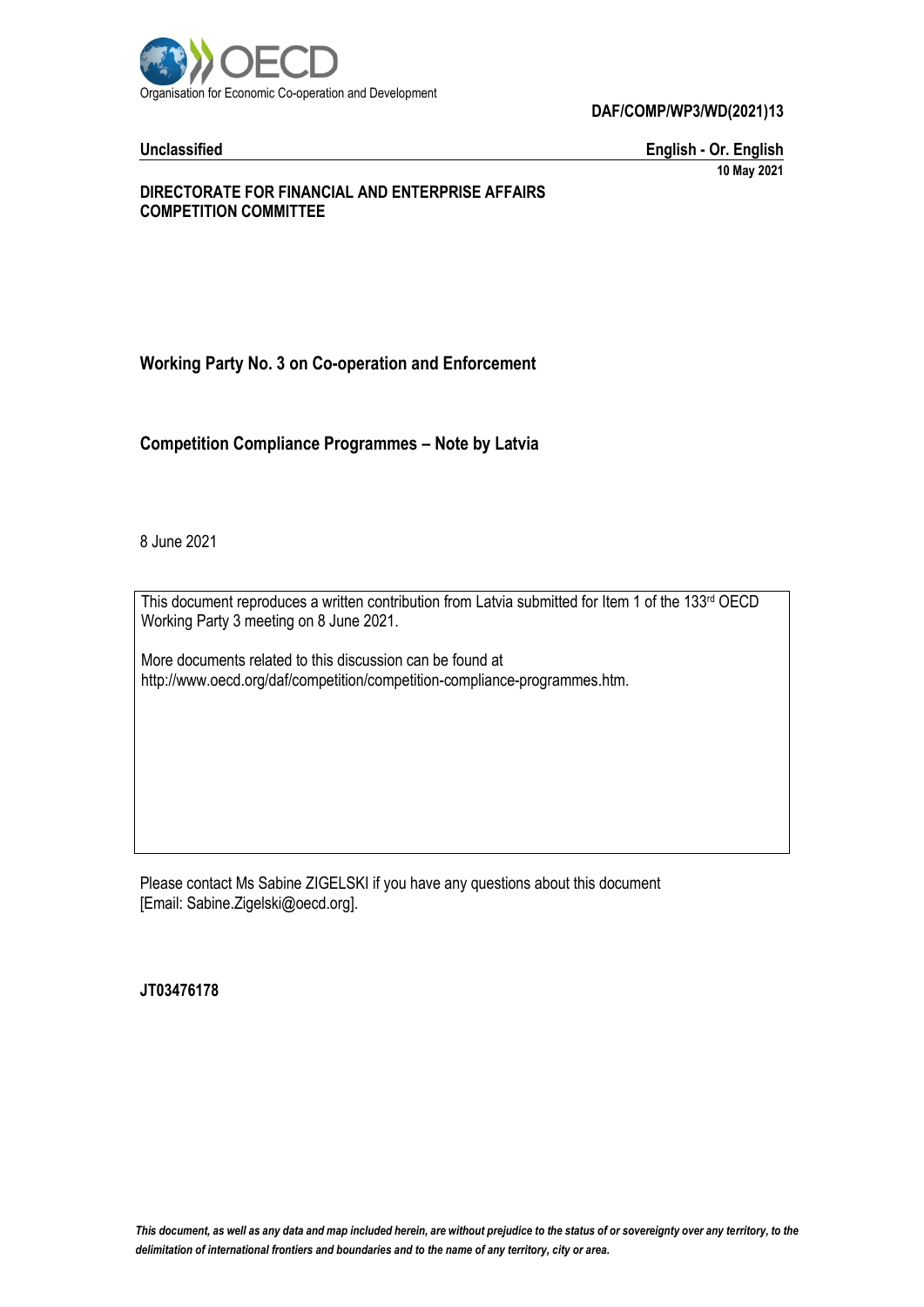Organisation for Economic Co-operation and Development

**DAF/COMP/WP3/WD(2021)13**

**Unclassified** **English - Or. English**

**10 May 2021**

**DIRECTORATE FOR FINANCIAL AND ENTERPRISE AFFAIRS**
**COMPETITION COMMITTEE**

## Working Party No. 3 on Co-operation and Enforcement

## Competition Compliance Programmes – Note by Latvia

8 June 2021

This document reproduces a written contribution from Latvia submitted for Item 1 of the 133rd OECD Working Party 3 meeting on 8 June 2021.

More documents related to this discussion can be found at http://www.oecd.org/daf/competition/competition-compliance-programmes.htm.

Please contact Ms Sabine ZIGELSKI if you have any questions about this document [Email: Sabine.Zigelski@oecd.org].

**JT03476178**

***This document, as well as any data and map included herein, are without prejudice to the status of or sovereignty over any territory, to the delimitation of international frontiers and boundaries and to the name of any territory, city or area.***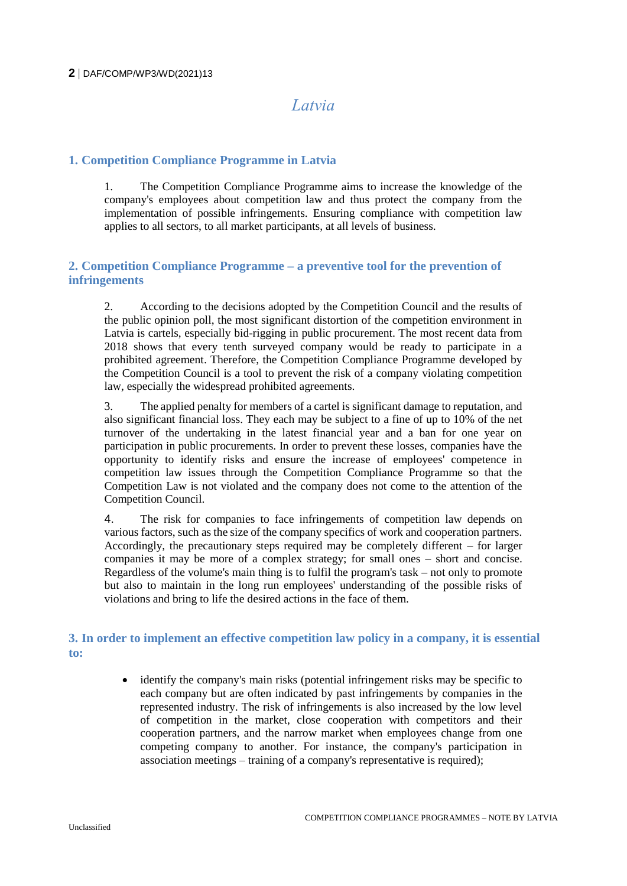# Latvia

## 1. Competition Compliance Programme in Latvia

1. The Competition Compliance Programme aims to increase the knowledge of the company's employees about competition law and thus protect the company from the implementation of possible infringements. Ensuring compliance with competition law applies to all sectors, to all market participants, at all levels of business.

## 2. Competition Compliance Programme – a preventive tool for the prevention of infringements

2. According to the decisions adopted by the Competition Council and the results of the public opinion poll, the most significant distortion of the competition environment in Latvia is cartels, especially bid-rigging in public procurement. The most recent data from 2018 shows that every tenth surveyed company would be ready to participate in a prohibited agreement. Therefore, the Competition Compliance Programme developed by the Competition Council is a tool to prevent the risk of a company violating competition law, especially the widespread prohibited agreements.

3. The applied penalty for members of a cartel is significant damage to reputation, and also significant financial loss. They each may be subject to a fine of up to 10% of the net turnover of the undertaking in the latest financial year and a ban for one year on participation in public procurements. In order to prevent these losses, companies have the opportunity to identify risks and ensure the increase of employees' competence in competition law issues through the Competition Compliance Programme so that the Competition Law is not violated and the company does not come to the attention of the Competition Council.

4. The risk for companies to face infringements of competition law depends on various factors, such as the size of the company specifics of work and cooperation partners. Accordingly, the precautionary steps required may be completely different – for larger companies it may be more of a complex strategy; for small ones – short and concise. Regardless of the volume's main thing is to fulfil the program's task – not only to promote but also to maintain in the long run employees' understanding of the possible risks of violations and bring to life the desired actions in the face of them.

## 3. In order to implement an effective competition law policy in a company, it is essential to:

- identify the company's main risks (potential infringement risks may be specific to each company but are often indicated by past infringements by companies in the represented industry. The risk of infringements is also increased by the low level of competition in the market, close cooperation with competitors and their cooperation partners, and the narrow market when employees change from one competing company to another. For instance, the company's participation in association meetings – training of a company's representative is required);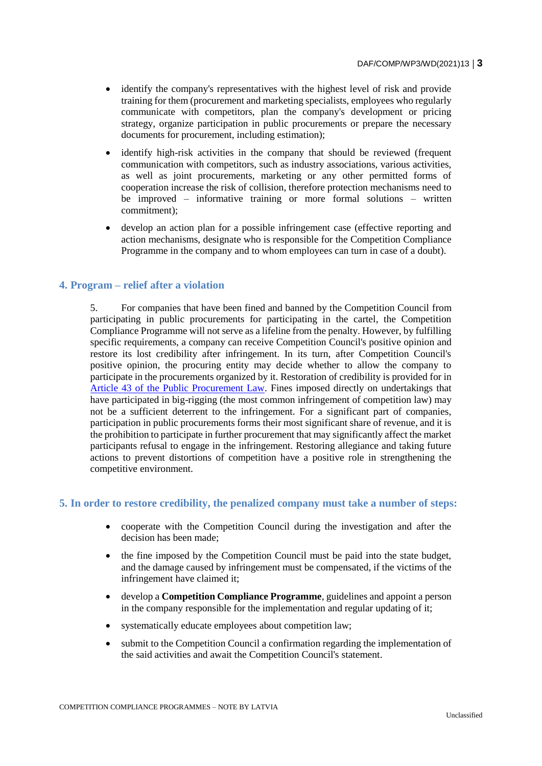- identify the company's representatives with the highest level of risk and provide training for them (procurement and marketing specialists, employees who regularly communicate with competitors, plan the company's development or pricing strategy, organize participation in public procurements or prepare the necessary documents for procurement, including estimation);
- identify high-risk activities in the company that should be reviewed (frequent communication with competitors, such as industry associations, various activities, as well as joint procurements, marketing or any other permitted forms of cooperation increase the risk of collision, therefore protection mechanisms need to be improved – informative training or more formal solutions – written commitment);
- develop an action plan for a possible infringement case (effective reporting and action mechanisms, designate who is responsible for the Competition Compliance Programme in the company and to whom employees can turn in case of a doubt).

## 4. Program – relief after a violation

5. For companies that have been fined and banned by the Competition Council from participating in public procurements for participating in the cartel, the Competition Compliance Programme will not serve as a lifeline from the penalty. However, by fulfilling specific requirements, a company can receive Competition Council's positive opinion and restore its lost credibility after infringement. In its turn, after Competition Council's positive opinion, the procuring entity may decide whether to allow the company to participate in the procurements organized by it. Restoration of credibility is provided for in [Article 43 of the Public Procurement Law](). Fines imposed directly on undertakings that have participated in big-rigging (the most common infringement of competition law) may not be a sufficient deterrent to the infringement. For a significant part of companies, participation in public procurements forms their most significant share of revenue, and it is the prohibition to participate in further procurement that may significantly affect the market participants refusal to engage in the infringement. Restoring allegiance and taking future actions to prevent distortions of competition have a positive role in strengthening the competitive environment.

## 5. In order to restore credibility, the penalized company must take a number of steps:

- cooperate with the Competition Council during the investigation and after the decision has been made;
- the fine imposed by the Competition Council must be paid into the state budget, and the damage caused by infringement must be compensated, if the victims of the infringement have claimed it;
- develop a **Competition Compliance Programme**, guidelines and appoint a person in the company responsible for the implementation and regular updating of it;
- systematically educate employees about competition law;
- submit to the Competition Council a confirmation regarding the implementation of the said activities and await the Competition Council's statement.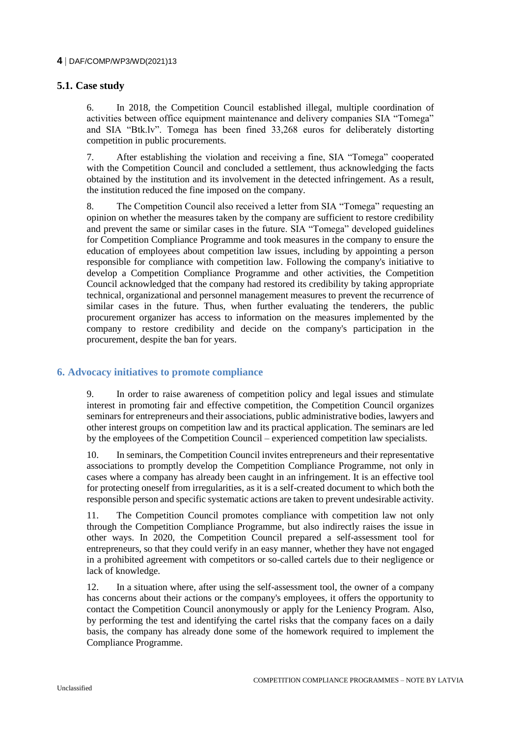## 5.1. Case study

6. In 2018, the Competition Council established illegal, multiple coordination of activities between office equipment maintenance and delivery companies SIA "Tomega" and SIA "Btk.lv". Tomega has been fined 33,268 euros for deliberately distorting competition in public procurements.

7. After establishing the violation and receiving a fine, SIA "Tomega" cooperated with the Competition Council and concluded a settlement, thus acknowledging the facts obtained by the institution and its involvement in the detected infringement. As a result, the institution reduced the fine imposed on the company.

8. The Competition Council also received a letter from SIA "Tomega" requesting an opinion on whether the measures taken by the company are sufficient to restore credibility and prevent the same or similar cases in the future. SIA "Tomega" developed guidelines for Competition Compliance Programme and took measures in the company to ensure the education of employees about competition law issues, including by appointing a person responsible for compliance with competition law. Following the company's initiative to develop a Competition Compliance Programme and other activities, the Competition Council acknowledged that the company had restored its credibility by taking appropriate technical, organizational and personnel management measures to prevent the recurrence of similar cases in the future. Thus, when further evaluating the tenderers, the public procurement organizer has access to information on the measures implemented by the company to restore credibility and decide on the company's participation in the procurement, despite the ban for years.

# 6. Advocacy initiatives to promote compliance

9. In order to raise awareness of competition policy and legal issues and stimulate interest in promoting fair and effective competition, the Competition Council organizes seminars for entrepreneurs and their associations, public administrative bodies, lawyers and other interest groups on competition law and its practical application. The seminars are led by the employees of the Competition Council – experienced competition law specialists.

10. In seminars, the Competition Council invites entrepreneurs and their representative associations to promptly develop the Competition Compliance Programme, not only in cases where a company has already been caught in an infringement. It is an effective tool for protecting oneself from irregularities, as it is a self-created document to which both the responsible person and specific systematic actions are taken to prevent undesirable activity.

11. The Competition Council promotes compliance with competition law not only through the Competition Compliance Programme, but also indirectly raises the issue in other ways. In 2020, the Competition Council prepared a self-assessment tool for entrepreneurs, so that they could verify in an easy manner, whether they have not engaged in a prohibited agreement with competitors or so-called cartels due to their negligence or lack of knowledge.

12. In a situation where, after using the self-assessment tool, the owner of a company has concerns about their actions or the company's employees, it offers the opportunity to contact the Competition Council anonymously or apply for the Leniency Program. Also, by performing the test and identifying the cartel risks that the company faces on a daily basis, the company has already done some of the homework required to implement the Compliance Programme.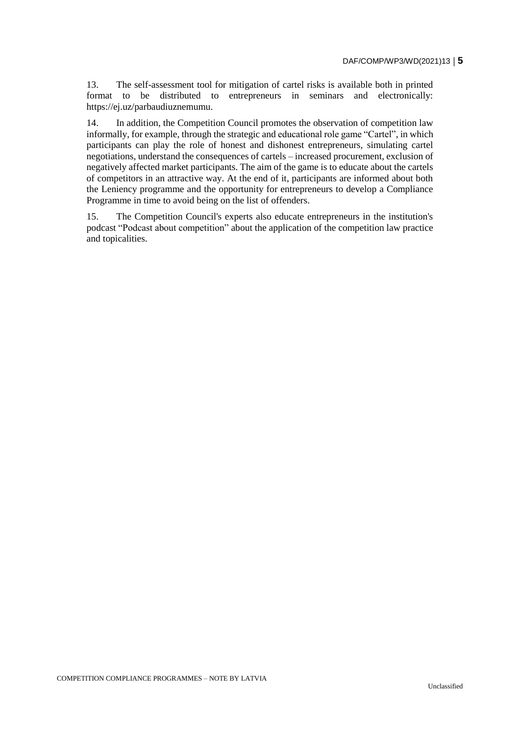13. The self-assessment tool for mitigation of cartel risks is available both in printed format to be distributed to entrepreneurs in seminars and electronically: https://ej.uz/parbaudiuznemumu.

14. In addition, the Competition Council promotes the observation of competition law informally, for example, through the strategic and educational role game "Cartel", in which participants can play the role of honest and dishonest entrepreneurs, simulating cartel negotiations, understand the consequences of cartels – increased procurement, exclusion of negatively affected market participants. The aim of the game is to educate about the cartels of competitors in an attractive way. At the end of it, participants are informed about both the Leniency programme and the opportunity for entrepreneurs to develop a Compliance Programme in time to avoid being on the list of offenders.

15. The Competition Council's experts also educate entrepreneurs in the institution's podcast "Podcast about competition" about the application of the competition law practice and topicalities.